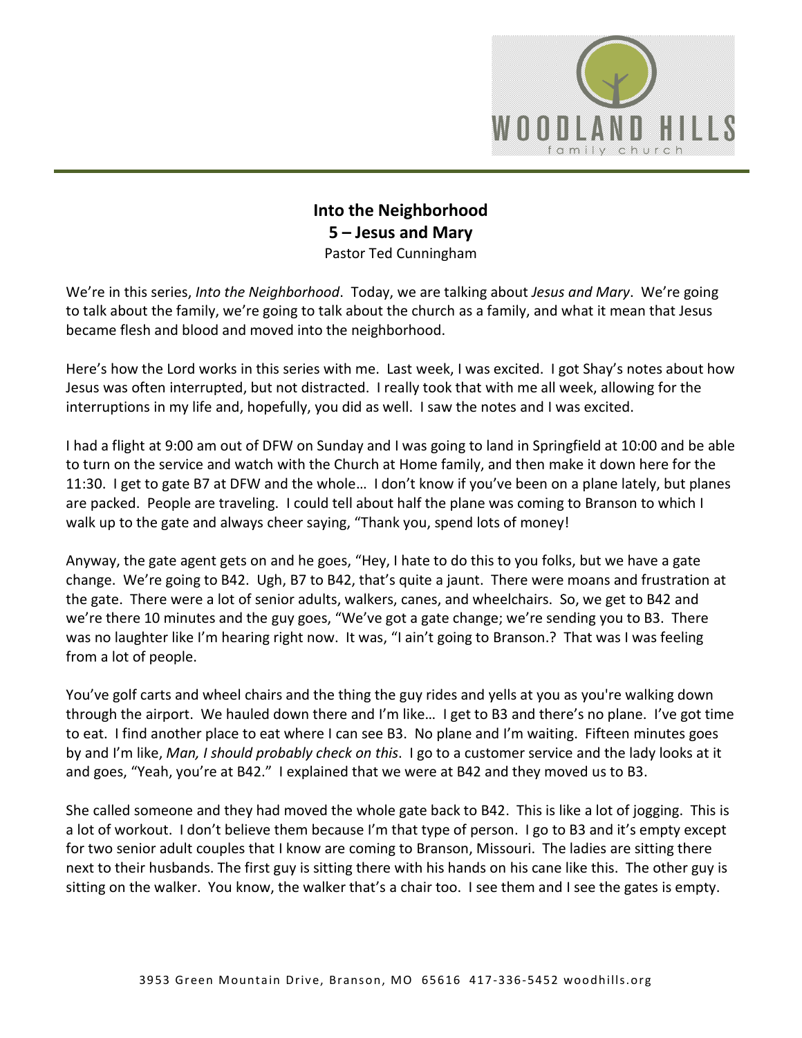**Into the Neighborhood**
**5 – Jesus and Mary**
Pastor Ted Cunningham

We're in this series, *Into the Neighborhood*. Today, we are talking about *Jesus and Mary*. We're going to talk about the family, we're going to talk about the church as a family, and what it mean that Jesus became flesh and blood and moved into the neighborhood.

Here's how the Lord works in this series with me. Last week, I was excited. I got Shay's notes about how Jesus was often interrupted, but not distracted. I really took that with me all week, allowing for the interruptions in my life and, hopefully, you did as well. I saw the notes and I was excited.

I had a flight at 9:00 am out of DFW on Sunday and I was going to land in Springfield at 10:00 and be able to turn on the service and watch with the Church at Home family, and then make it down here for the 11:30. I get to gate B7 at DFW and the whole… I don't know if you've been on a plane lately, but planes are packed. People are traveling. I could tell about half the plane was coming to Branson to which I walk up to the gate and always cheer saying, "Thank you, spend lots of money!

Anyway, the gate agent gets on and he goes, "Hey, I hate to do this to you folks, but we have a gate change. We're going to B42. Ugh, B7 to B42, that's quite a jaunt. There were moans and frustration at the gate. There were a lot of senior adults, walkers, canes, and wheelchairs. So, we get to B42 and we're there 10 minutes and the guy goes, "We've got a gate change; we're sending you to B3. There was no laughter like I'm hearing right now. It was, "I ain't going to Branson.? That was I was feeling from a lot of people.

You've golf carts and wheel chairs and the thing the guy rides and yells at you as you're walking down through the airport. We hauled down there and I'm like… I get to B3 and there's no plane. I've got time to eat. I find another place to eat where I can see B3. No plane and I'm waiting. Fifteen minutes goes by and I'm like, *Man, I should probably check on this*. I go to a customer service and the lady looks at it and goes, "Yeah, you're at B42." I explained that we were at B42 and they moved us to B3.

She called someone and they had moved the whole gate back to B42. This is like a lot of jogging. This is a lot of workout. I don't believe them because I'm that type of person. I go to B3 and it's empty except for two senior adult couples that I know are coming to Branson, Missouri. The ladies are sitting there next to their husbands. The first guy is sitting there with his hands on his cane like this. The other guy is sitting on the walker. You know, the walker that's a chair too. I see them and I see the gates is empty.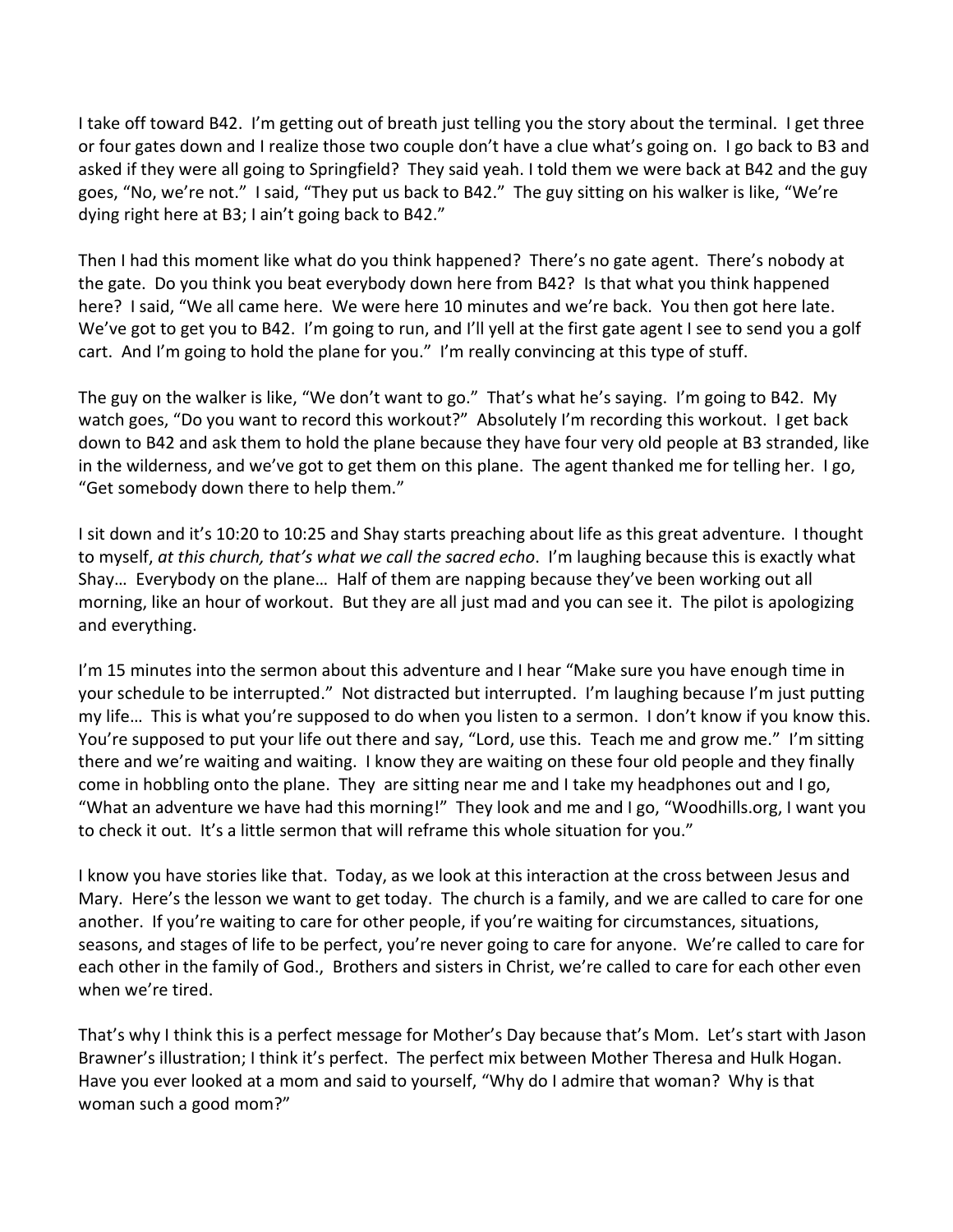I take off toward B42. I'm getting out of breath just telling you the story about the terminal. I get three or four gates down and I realize those two couple don't have a clue what's going on. I go back to B3 and asked if they were all going to Springfield? They said yeah. I told them we were back at B42 and the guy goes, "No, we're not." I said, "They put us back to B42." The guy sitting on his walker is like, "We're dying right here at B3; I ain't going back to B42."

Then I had this moment like what do you think happened? There's no gate agent. There's nobody at the gate. Do you think you beat everybody down here from B42? Is that what you think happened here? I said, "We all came here. We were here 10 minutes and we're back. You then got here late. We've got to get you to B42. I'm going to run, and I'll yell at the first gate agent I see to send you a golf cart. And I'm going to hold the plane for you." I'm really convincing at this type of stuff.

The guy on the walker is like, "We don't want to go." That's what he's saying. I'm going to B42. My watch goes, "Do you want to record this workout?" Absolutely I'm recording this workout. I get back down to B42 and ask them to hold the plane because they have four very old people at B3 stranded, like in the wilderness, and we've got to get them on this plane. The agent thanked me for telling her. I go, "Get somebody down there to help them."

I sit down and it's 10:20 to 10:25 and Shay starts preaching about life as this great adventure. I thought to myself, *at this church, that's what we call the sacred echo*. I'm laughing because this is exactly what Shay… Everybody on the plane… Half of them are napping because they've been working out all morning, like an hour of workout. But they are all just mad and you can see it. The pilot is apologizing and everything.

I'm 15 minutes into the sermon about this adventure and I hear "Make sure you have enough time in your schedule to be interrupted." Not distracted but interrupted. I'm laughing because I'm just putting my life… This is what you're supposed to do when you listen to a sermon. I don't know if you know this. You're supposed to put your life out there and say, "Lord, use this. Teach me and grow me." I'm sitting there and we're waiting and waiting. I know they are waiting on these four old people and they finally come in hobbling onto the plane. They are sitting near me and I take my headphones out and I go, "What an adventure we have had this morning!" They look and me and I go, "Woodhills.org, I want you to check it out. It's a little sermon that will reframe this whole situation for you."

I know you have stories like that. Today, as we look at this interaction at the cross between Jesus and Mary. Here's the lesson we want to get today. The church is a family, and we are called to care for one another. If you're waiting to care for other people, if you're waiting for circumstances, situations, seasons, and stages of life to be perfect, you're never going to care for anyone. We're called to care for each other in the family of God., Brothers and sisters in Christ, we're called to care for each other even when we're tired.

That's why I think this is a perfect message for Mother's Day because that's Mom. Let's start with Jason Brawner's illustration; I think it's perfect. The perfect mix between Mother Theresa and Hulk Hogan. Have you ever looked at a mom and said to yourself, "Why do I admire that woman? Why is that woman such a good mom?"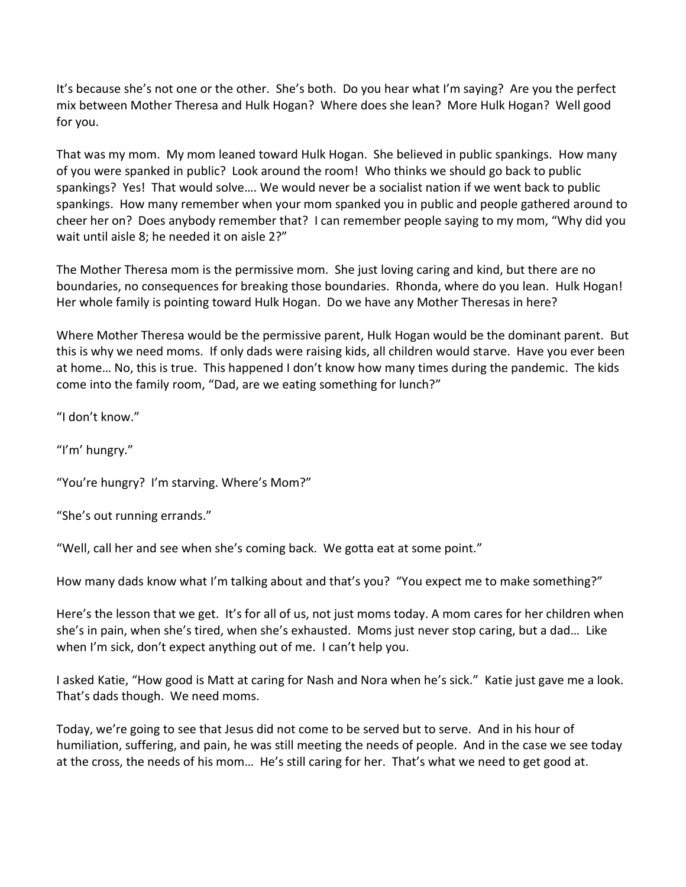It's because she's not one or the other. She's both. Do you hear what I'm saying? Are you the perfect mix between Mother Theresa and Hulk Hogan? Where does she lean? More Hulk Hogan? Well good for you.

That was my mom. My mom leaned toward Hulk Hogan. She believed in public spankings. How many of you were spanked in public? Look around the room! Who thinks we should go back to public spankings? Yes! That would solve…. We would never be a socialist nation if we went back to public spankings. How many remember when your mom spanked you in public and people gathered around to cheer her on? Does anybody remember that? I can remember people saying to my mom, "Why did you wait until aisle 8; he needed it on aisle 2?"

The Mother Theresa mom is the permissive mom. She just loving caring and kind, but there are no boundaries, no consequences for breaking those boundaries. Rhonda, where do you lean. Hulk Hogan! Her whole family is pointing toward Hulk Hogan. Do we have any Mother Theresas in here?

Where Mother Theresa would be the permissive parent, Hulk Hogan would be the dominant parent. But this is why we need moms. If only dads were raising kids, all children would starve. Have you ever been at home… No, this is true. This happened I don't know how many times during the pandemic. The kids come into the family room, "Dad, are we eating something for lunch?"

"I don't know."

"I'm' hungry."

"You're hungry? I'm starving. Where's Mom?"

"She's out running errands."

"Well, call her and see when she's coming back. We gotta eat at some point."

How many dads know what I'm talking about and that's you? "You expect me to make something?"

Here's the lesson that we get. It's for all of us, not just moms today. A mom cares for her children when she's in pain, when she's tired, when she's exhausted. Moms just never stop caring, but a dad… Like when I'm sick, don't expect anything out of me. I can't help you.

I asked Katie, "How good is Matt at caring for Nash and Nora when he's sick." Katie just gave me a look. That's dads though. We need moms.

Today, we're going to see that Jesus did not come to be served but to serve. And in his hour of humiliation, suffering, and pain, he was still meeting the needs of people. And in the case we see today at the cross, the needs of his mom… He's still caring for her. That's what we need to get good at.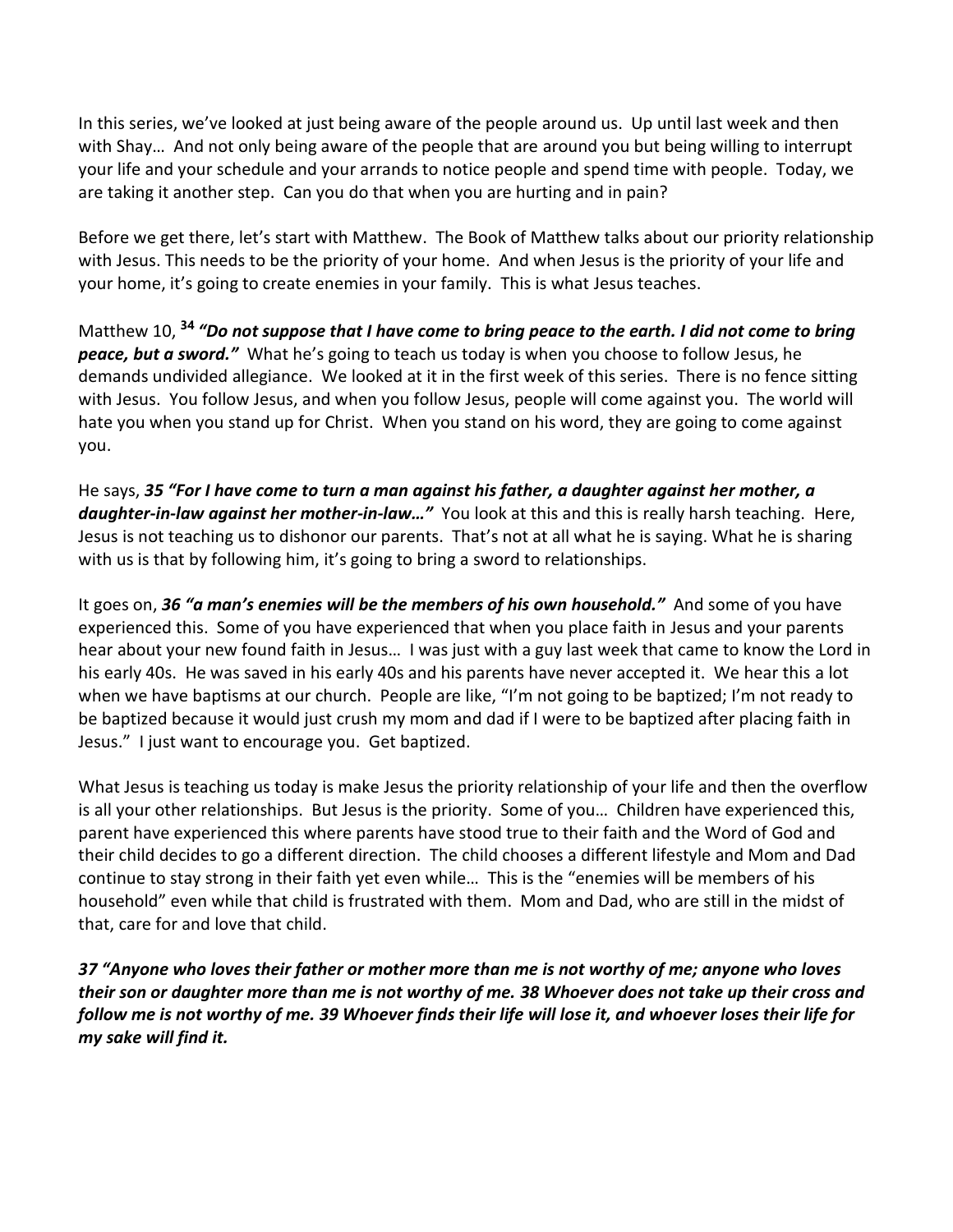In this series, we've looked at just being aware of the people around us. Up until last week and then with Shay… And not only being aware of the people that are around you but being willing to interrupt your life and your schedule and your arrands to notice people and spend time with people. Today, we are taking it another step. Can you do that when you are hurting and in pain?

Before we get there, let's start with Matthew. The Book of Matthew talks about our priority relationship with Jesus. This needs to be the priority of your home. And when Jesus is the priority of your life and your home, it's going to create enemies in your family. This is what Jesus teaches.

Matthew 10, **34** ***"Do not suppose that I have come to bring peace to the earth. I did not come to bring peace, but a sword."*** What he's going to teach us today is when you choose to follow Jesus, he demands undivided allegiance. We looked at it in the first week of this series. There is no fence sitting with Jesus. You follow Jesus, and when you follow Jesus, people will come against you. The world will hate you when you stand up for Christ. When you stand on his word, they are going to come against you.

He says, ***35 "For I have come to turn a man against his father, a daughter against her mother, a daughter-in-law against her mother-in-law…"*** You look at this and this is really harsh teaching. Here, Jesus is not teaching us to dishonor our parents. That's not at all what he is saying. What he is sharing with us is that by following him, it's going to bring a sword to relationships.

It goes on, ***36 "a man's enemies will be the members of his own household."*** And some of you have experienced this. Some of you have experienced that when you place faith in Jesus and your parents hear about your new found faith in Jesus… I was just with a guy last week that came to know the Lord in his early 40s. He was saved in his early 40s and his parents have never accepted it. We hear this a lot when we have baptisms at our church. People are like, "I'm not going to be baptized; I'm not ready to be baptized because it would just crush my mom and dad if I were to be baptized after placing faith in Jesus." I just want to encourage you. Get baptized.

What Jesus is teaching us today is make Jesus the priority relationship of your life and then the overflow is all your other relationships. But Jesus is the priority. Some of you… Children have experienced this, parent have experienced this where parents have stood true to their faith and the Word of God and their child decides to go a different direction. The child chooses a different lifestyle and Mom and Dad continue to stay strong in their faith yet even while… This is the "enemies will be members of his household" even while that child is frustrated with them. Mom and Dad, who are still in the midst of that, care for and love that child.

***37 "Anyone who loves their father or mother more than me is not worthy of me; anyone who loves their son or daughter more than me is not worthy of me. 38 Whoever does not take up their cross and follow me is not worthy of me. 39 Whoever finds their life will lose it, and whoever loses their life for my sake will find it.***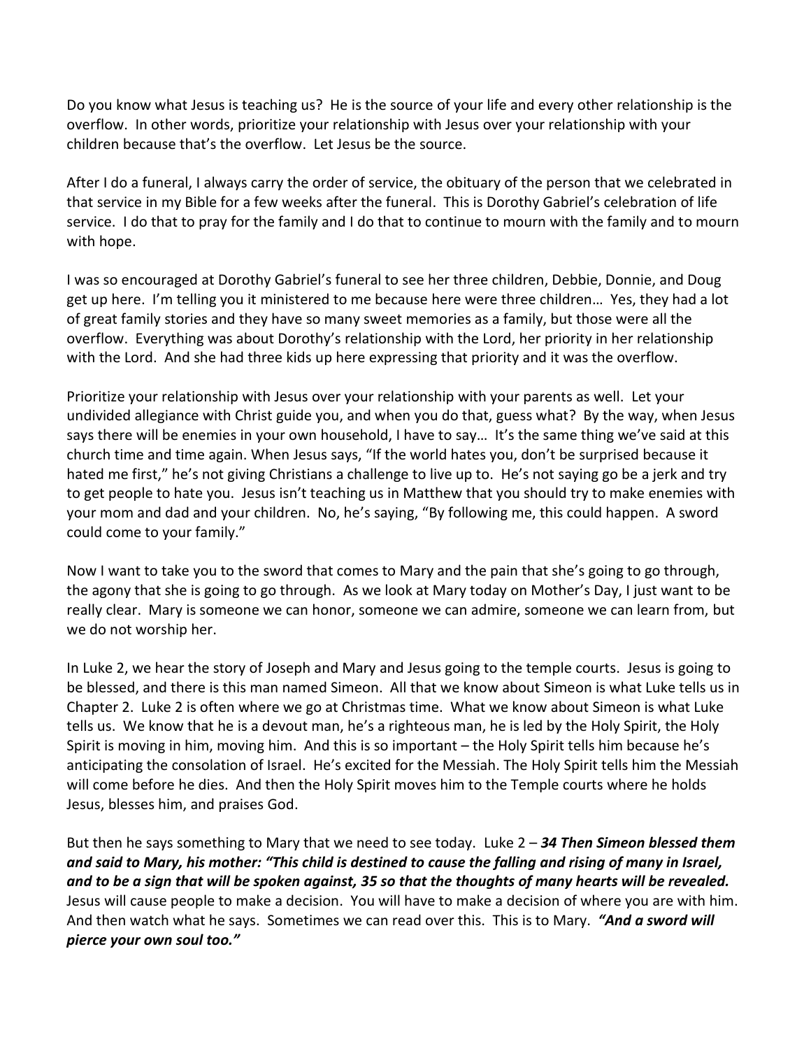Do you know what Jesus is teaching us? He is the source of your life and every other relationship is the overflow. In other words, prioritize your relationship with Jesus over your relationship with your children because that's the overflow. Let Jesus be the source.

After I do a funeral, I always carry the order of service, the obituary of the person that we celebrated in that service in my Bible for a few weeks after the funeral. This is Dorothy Gabriel's celebration of life service. I do that to pray for the family and I do that to continue to mourn with the family and to mourn with hope.

I was so encouraged at Dorothy Gabriel's funeral to see her three children, Debbie, Donnie, and Doug get up here. I'm telling you it ministered to me because here were three children… Yes, they had a lot of great family stories and they have so many sweet memories as a family, but those were all the overflow. Everything was about Dorothy's relationship with the Lord, her priority in her relationship with the Lord. And she had three kids up here expressing that priority and it was the overflow.

Prioritize your relationship with Jesus over your relationship with your parents as well. Let your undivided allegiance with Christ guide you, and when you do that, guess what? By the way, when Jesus says there will be enemies in your own household, I have to say… It's the same thing we've said at this church time and time again. When Jesus says, "If the world hates you, don't be surprised because it hated me first," he's not giving Christians a challenge to live up to. He's not saying go be a jerk and try to get people to hate you. Jesus isn't teaching us in Matthew that you should try to make enemies with your mom and dad and your children. No, he's saying, "By following me, this could happen. A sword could come to your family."

Now I want to take you to the sword that comes to Mary and the pain that she's going to go through, the agony that she is going to go through. As we look at Mary today on Mother's Day, I just want to be really clear. Mary is someone we can honor, someone we can admire, someone we can learn from, but we do not worship her.

In Luke 2, we hear the story of Joseph and Mary and Jesus going to the temple courts. Jesus is going to be blessed, and there is this man named Simeon. All that we know about Simeon is what Luke tells us in Chapter 2. Luke 2 is often where we go at Christmas time. What we know about Simeon is what Luke tells us. We know that he is a devout man, he's a righteous man, he is led by the Holy Spirit, the Holy Spirit is moving in him, moving him. And this is so important – the Holy Spirit tells him because he's anticipating the consolation of Israel. He's excited for the Messiah. The Holy Spirit tells him the Messiah will come before he dies. And then the Holy Spirit moves him to the Temple courts where he holds Jesus, blesses him, and praises God.

But then he says something to Mary that we need to see today. Luke 2 – ***34 Then Simeon blessed them and said to Mary, his mother: "This child is destined to cause the falling and rising of many in Israel, and to be a sign that will be spoken against, 35 so that the thoughts of many hearts will be revealed.*** Jesus will cause people to make a decision. You will have to make a decision of where you are with him. And then watch what he says. Sometimes we can read over this. This is to Mary. ***"And a sword will pierce your own soul too."***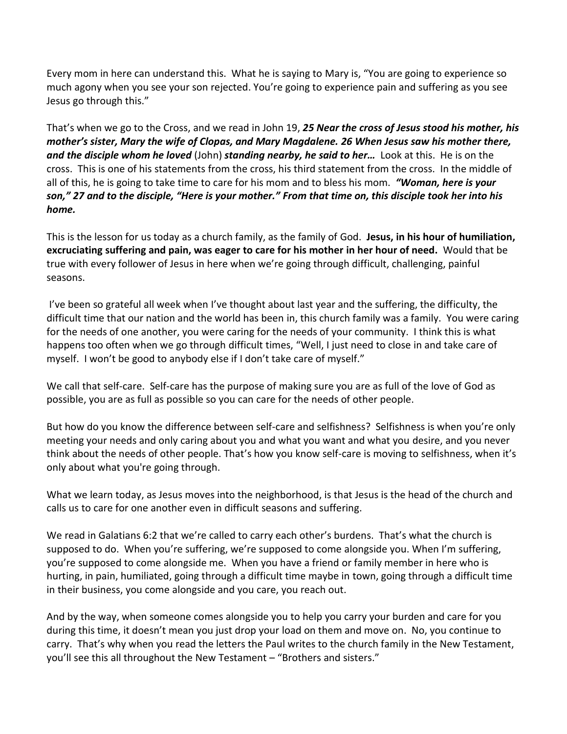Every mom in here can understand this. What he is saying to Mary is, "You are going to experience so much agony when you see your son rejected. You're going to experience pain and suffering as you see Jesus go through this."

That's when we go to the Cross, and we read in John 19, ***25 Near the cross of Jesus stood his mother, his mother's sister, Mary the wife of Clopas, and Mary Magdalene. 26 When Jesus saw his mother there, and the disciple whom he loved*** (John) ***standing nearby, he said to her…*** Look at this. He is on the cross. This is one of his statements from the cross, his third statement from the cross. In the middle of all of this, he is going to take time to care for his mom and to bless his mom. ***"Woman, here is your son," 27 and to the disciple, "Here is your mother." From that time on, this disciple took her into his home.***

This is the lesson for us today as a church family, as the family of God. **Jesus, in his hour of humiliation, excruciating suffering and pain, was eager to care for his mother in her hour of need.** Would that be true with every follower of Jesus in here when we're going through difficult, challenging, painful seasons.

I've been so grateful all week when I've thought about last year and the suffering, the difficulty, the difficult time that our nation and the world has been in, this church family was a family. You were caring for the needs of one another, you were caring for the needs of your community. I think this is what happens too often when we go through difficult times, "Well, I just need to close in and take care of myself. I won't be good to anybody else if I don't take care of myself."

We call that self-care. Self-care has the purpose of making sure you are as full of the love of God as possible, you are as full as possible so you can care for the needs of other people.

But how do you know the difference between self-care and selfishness? Selfishness is when you're only meeting your needs and only caring about you and what you want and what you desire, and you never think about the needs of other people. That's how you know self-care is moving to selfishness, when it's only about what you're going through.

What we learn today, as Jesus moves into the neighborhood, is that Jesus is the head of the church and calls us to care for one another even in difficult seasons and suffering.

We read in Galatians 6:2 that we're called to carry each other's burdens. That's what the church is supposed to do. When you're suffering, we're supposed to come alongside you. When I'm suffering, you're supposed to come alongside me. When you have a friend or family member in here who is hurting, in pain, humiliated, going through a difficult time maybe in town, going through a difficult time in their business, you come alongside and you care, you reach out.

And by the way, when someone comes alongside you to help you carry your burden and care for you during this time, it doesn't mean you just drop your load on them and move on. No, you continue to carry. That's why when you read the letters the Paul writes to the church family in the New Testament, you'll see this all throughout the New Testament – "Brothers and sisters."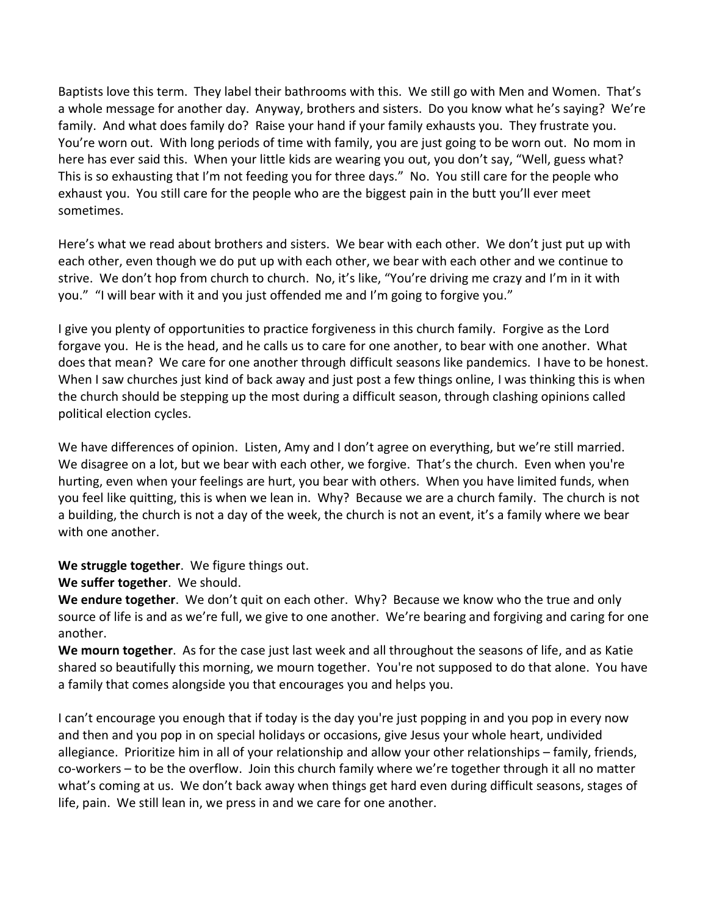Baptists love this term. They label their bathrooms with this. We still go with Men and Women. That's a whole message for another day. Anyway, brothers and sisters. Do you know what he's saying? We're family. And what does family do? Raise your hand if your family exhausts you. They frustrate you. You're worn out. With long periods of time with family, you are just going to be worn out. No mom in here has ever said this. When your little kids are wearing you out, you don't say, "Well, guess what? This is so exhausting that I'm not feeding you for three days." No. You still care for the people who exhaust you. You still care for the people who are the biggest pain in the butt you'll ever meet sometimes.

Here's what we read about brothers and sisters. We bear with each other. We don't just put up with each other, even though we do put up with each other, we bear with each other and we continue to strive. We don't hop from church to church. No, it's like, "You're driving me crazy and I'm in it with you." "I will bear with it and you just offended me and I'm going to forgive you."

I give you plenty of opportunities to practice forgiveness in this church family. Forgive as the Lord forgave you. He is the head, and he calls us to care for one another, to bear with one another. What does that mean? We care for one another through difficult seasons like pandemics. I have to be honest. When I saw churches just kind of back away and just post a few things online, I was thinking this is when the church should be stepping up the most during a difficult season, through clashing opinions called political election cycles.

We have differences of opinion. Listen, Amy and I don't agree on everything, but we're still married. We disagree on a lot, but we bear with each other, we forgive. That's the church. Even when you're hurting, even when your feelings are hurt, you bear with others. When you have limited funds, when you feel like quitting, this is when we lean in. Why? Because we are a church family. The church is not a building, the church is not a day of the week, the church is not an event, it's a family where we bear with one another.

**We struggle together**. We figure things out.
**We suffer together**. We should.
**We endure together**. We don't quit on each other. Why? Because we know who the true and only source of life is and as we're full, we give to one another. We're bearing and forgiving and caring for one another.
**We mourn together**. As for the case just last week and all throughout the seasons of life, and as Katie shared so beautifully this morning, we mourn together. You're not supposed to do that alone. You have a family that comes alongside you that encourages you and helps you.

I can't encourage you enough that if today is the day you're just popping in and you pop in every now and then and you pop in on special holidays or occasions, give Jesus your whole heart, undivided allegiance. Prioritize him in all of your relationship and allow your other relationships – family, friends, co-workers – to be the overflow. Join this church family where we're together through it all no matter what's coming at us. We don't back away when things get hard even during difficult seasons, stages of life, pain. We still lean in, we press in and we care for one another.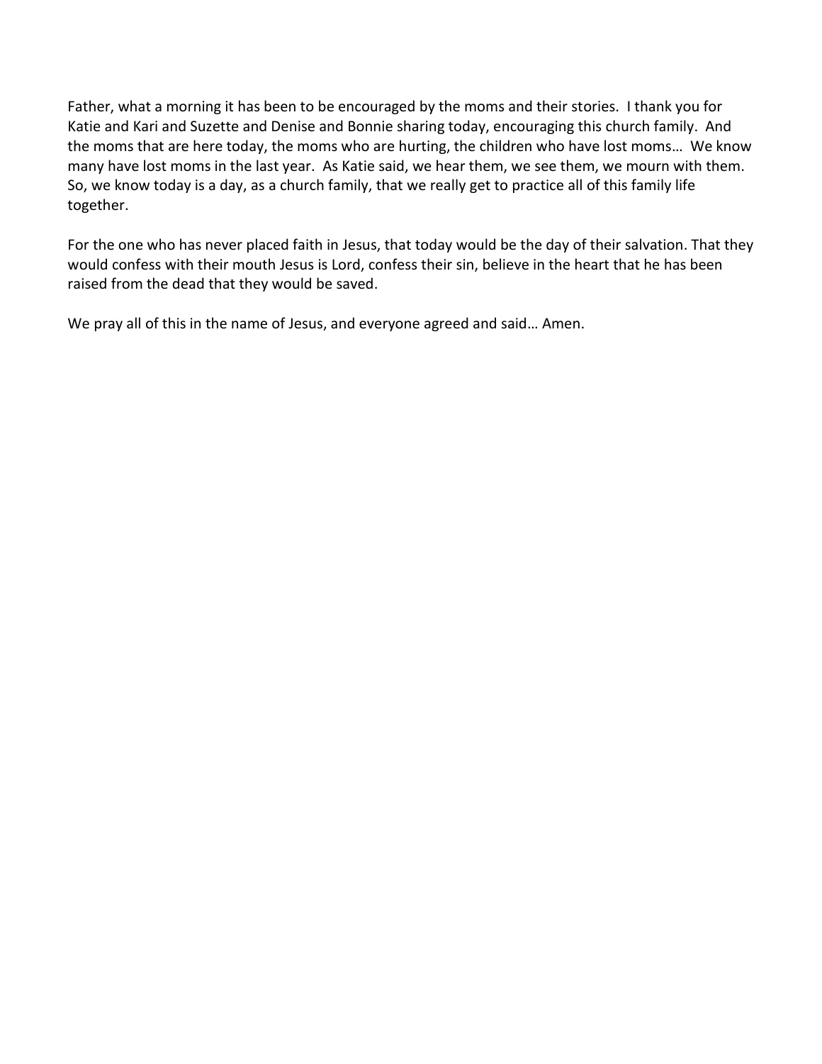Father, what a morning it has been to be encouraged by the moms and their stories. I thank you for Katie and Kari and Suzette and Denise and Bonnie sharing today, encouraging this church family. And the moms that are here today, the moms who are hurting, the children who have lost moms… We know many have lost moms in the last year. As Katie said, we hear them, we see them, we mourn with them. So, we know today is a day, as a church family, that we really get to practice all of this family life together.

For the one who has never placed faith in Jesus, that today would be the day of their salvation. That they would confess with their mouth Jesus is Lord, confess their sin, believe in the heart that he has been raised from the dead that they would be saved.

We pray all of this in the name of Jesus, and everyone agreed and said… Amen.